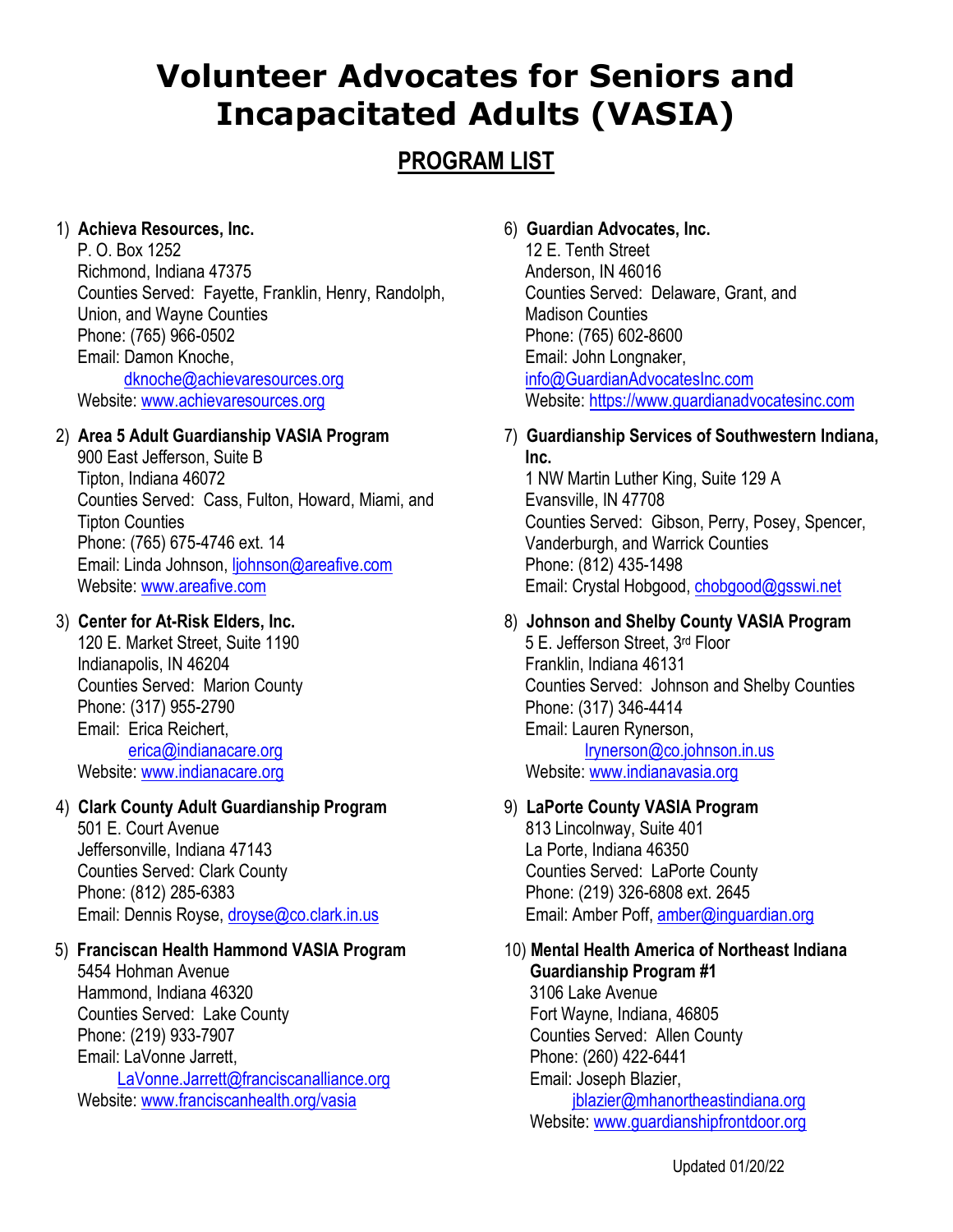# Volunteer Advocates for Seniors and Incapacitated Adults (VASIA)

## PROGRAM LIST

1) **Achieva Resources, Inc.**
   P. O. Box 1252
   Richmond, Indiana 47375
   Counties Served: Fayette, Franklin, Henry, Randolph, Union, and Wayne Counties
   Phone: (765) 966-0502
   Email: Damon Knoche, dknoche@achievaresources.org
   Website: www.achievaresources.org

2) **Area 5 Adult Guardianship VASIA Program**
   900 East Jefferson, Suite B
   Tipton, Indiana 46072
   Counties Served: Cass, Fulton, Howard, Miami, and Tipton Counties
   Phone: (765) 675-4746 ext. 14
   Email: Linda Johnson, ljohnson@areafive.com
   Website: www.areafive.com

3) **Center for At-Risk Elders, Inc.**
   120 E. Market Street, Suite 1190
   Indianapolis, IN 46204
   Counties Served: Marion County
   Phone: (317) 955-2790
   Email: Erica Reichert, erica@indianacare.org
   Website: www.indianacare.org

4) **Clark County Adult Guardianship Program**
   501 E. Court Avenue
   Jeffersonville, Indiana 47143
   Counties Served: Clark County
   Phone: (812) 285-6383
   Email: Dennis Royse, droyse@co.clark.in.us

5) **Franciscan Health Hammond VASIA Program**
   5454 Hohman Avenue
   Hammond, Indiana 46320
   Counties Served: Lake County
   Phone: (219) 933-7907
   Email: LaVonne Jarrett, LaVonne.Jarrett@franciscanalliance.org
   Website: www.franciscanhealth.org/vasia

6) **Guardian Advocates, Inc.**
   12 E. Tenth Street
   Anderson, IN 46016
   Counties Served: Delaware, Grant, and Madison Counties
   Phone: (765) 602-8600
   Email: John Longnaker, info@GuardianAdvocatesInc.com
   Website: https://www.guardianadvocatesinc.com

7) **Guardianship Services of Southwestern Indiana, Inc.**
   1 NW Martin Luther King, Suite 129 A
   Evansville, IN 47708
   Counties Served: Gibson, Perry, Posey, Spencer, Vanderburgh, and Warrick Counties
   Phone: (812) 435-1498
   Email: Crystal Hobgood, chobgood@gsswi.net

8) **Johnson and Shelby County VASIA Program**
   5 E. Jefferson Street, 3rd Floor
   Franklin, Indiana 46131
   Counties Served: Johnson and Shelby Counties
   Phone: (317) 346-4414
   Email: Lauren Rynerson, lrynerson@co.johnson.in.us
   Website: www.indianavasia.org

9) **LaPorte County VASIA Program**
   813 Lincolnway, Suite 401
   La Porte, Indiana 46350
   Counties Served: LaPorte County
   Phone: (219) 326-6808 ext. 2645
   Email: Amber Poff, amber@inguardian.org

10) **Mental Health America of Northeast Indiana Guardianship Program #1**
    3106 Lake Avenue
    Fort Wayne, Indiana, 46805
    Counties Served: Allen County
    Phone: (260) 422-6441
    Email: Joseph Blazier, jblazier@mhanortheastindiana.org
    Website: www.guardianshipfrontdoor.org

Updated 01/20/22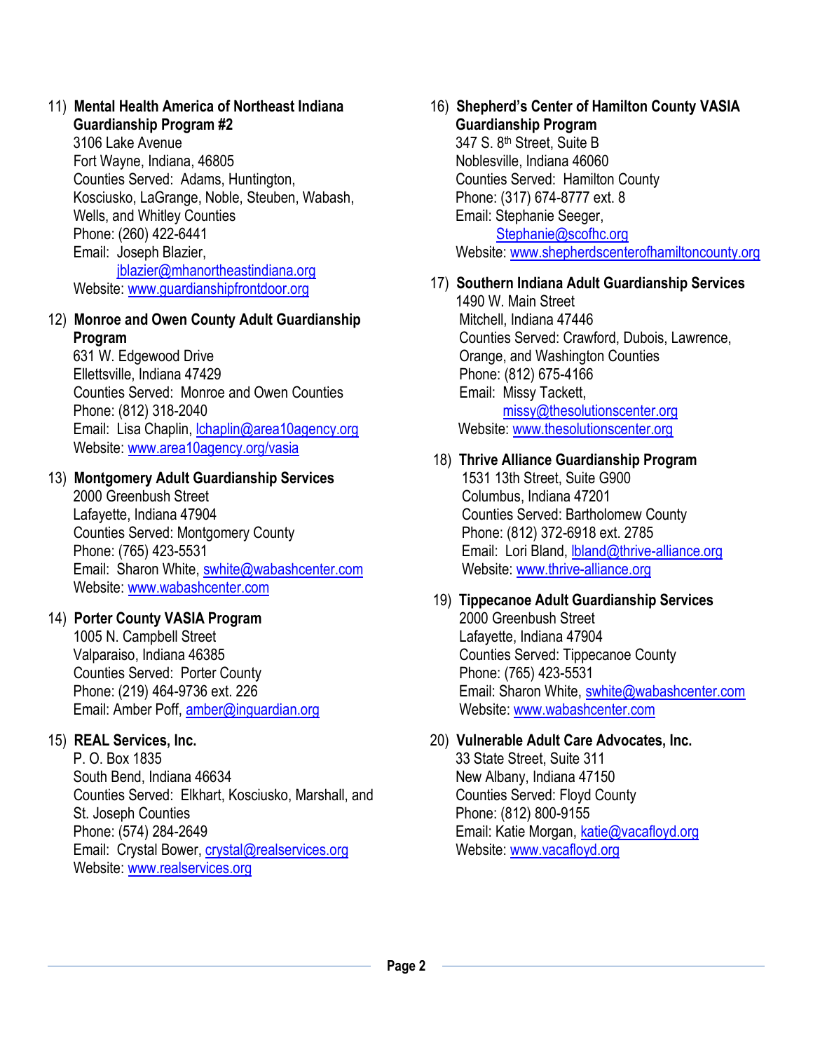11) **Mental Health America of Northeast Indiana Guardianship Program #2**
3106 Lake Avenue
Fort Wayne, Indiana, 46805
Counties Served: Adams, Huntington, Kosciusko, LaGrange, Noble, Steuben, Wabash, Wells, and Whitley Counties
Phone: (260) 422-6441
Email: Joseph Blazier,
jblazier@mhanortheastindiana.org
Website: www.guardianshipfrontdoor.org

12) **Monroe and Owen County Adult Guardianship Program**
631 W. Edgewood Drive
Ellettsville, Indiana 47429
Counties Served: Monroe and Owen Counties
Phone: (812) 318-2040
Email: Lisa Chaplin, lchaplin@area10agency.org
Website: www.area10agency.org/vasia

13) **Montgomery Adult Guardianship Services**
2000 Greenbush Street
Lafayette, Indiana 47904
Counties Served: Montgomery County
Phone: (765) 423-5531
Email: Sharon White, swhite@wabashcenter.com
Website: www.wabashcenter.com

14) **Porter County VASIA Program**
1005 N. Campbell Street
Valparaiso, Indiana 46385
Counties Served: Porter County
Phone: (219) 464-9736 ext. 226
Email: Amber Poff, amber@inguardian.org

15) **REAL Services, Inc.**
P. O. Box 1835
South Bend, Indiana 46634
Counties Served: Elkhart, Kosciusko, Marshall, and St. Joseph Counties
Phone: (574) 284-2649
Email: Crystal Bower, crystal@realservices.org
Website: www.realservices.org

16) **Shepherd's Center of Hamilton County VASIA Guardianship Program**
347 S. 8th Street, Suite B
Noblesville, Indiana 46060
Counties Served: Hamilton County
Phone: (317) 674-8777 ext. 8
Email: Stephanie Seeger,
Stephanie@scofhc.org
Website: www.shepherdscenterofhamiltoncounty.org

17) **Southern Indiana Adult Guardianship Services**
1490 W. Main Street
Mitchell, Indiana 47446
Counties Served: Crawford, Dubois, Lawrence, Orange, and Washington Counties
Phone: (812) 675-4166
Email: Missy Tackett,
missy@thesolutionscenter.org
Website: www.thesolutionscenter.org

18) **Thrive Alliance Guardianship Program**
1531 13th Street, Suite G900
Columbus, Indiana 47201
Counties Served: Bartholomew County
Phone: (812) 372-6918 ext. 2785
Email: Lori Bland, lbland@thrive-alliance.org
Website: www.thrive-alliance.org

19) **Tippecanoe Adult Guardianship Services**
2000 Greenbush Street
Lafayette, Indiana 47904
Counties Served: Tippecanoe County
Phone: (765) 423-5531
Email: Sharon White, swhite@wabashcenter.com
Website: www.wabashcenter.com

20) **Vulnerable Adult Care Advocates, Inc.**
33 State Street, Suite 311
New Albany, Indiana 47150
Counties Served: Floyd County
Phone: (812) 800-9155
Email: Katie Morgan, katie@vacafloyd.org
Website: www.vacafloyd.org